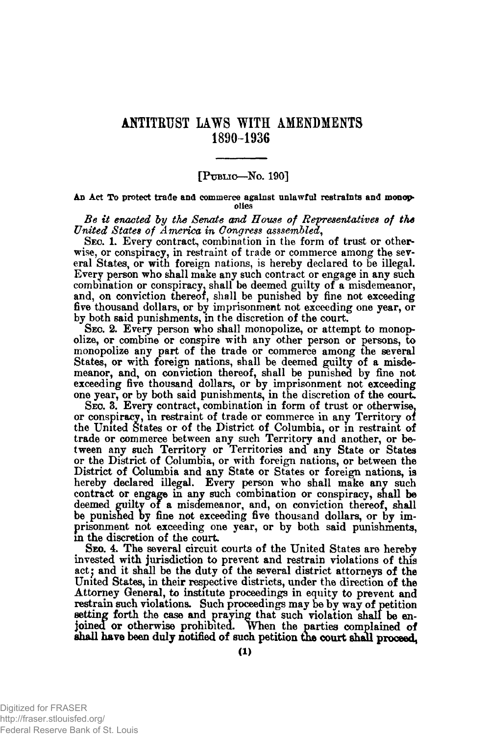# ANTITRUST LAWS WITH AMENDMENTS 1890-1936

[PUBLIC—No. 190]

### An Act To protect trade and commerce against unlawful restraints and monopolies

*Be it enacted by the Senate and House of Representatives of the United States of America in Congress asssembled,*

SEC. 1. Every contract, combination in the form of trust or otherwise, or conspiracy, in restraint of trade or commerce among the several States, or with foreign nations, is hereby declared to be illegal. Every person who shall make any such contract or engage in any such combination or conspiracy, shall be deemed guilty of a misdemeanor, and, on conviction thereof, shall be punished by fine not exceeding five thousand dollars, or by imprisonment not exceeding one year, or by both said punishments, in the discretion of the court.

SEC. 2. Every person who shall monopolize, or attempt to monopolize, or combine or conspire with any other person or persons, to monopolize any part of the trade or commerce among the several States, or with foreign nations, shall be deemed guilty of a misdemeanor, and, on conviction thereof, shall be punished by fine not exceeding five thousand dollars, or by imprisonment not exceeding one year, or by both said punishments, in the discretion of the court.

SEC. 3. Every contract, combination in form of trust or otherwise, or conspiracy, in restraint of trade or commerce in any Territory of the United States or of the District of Columbia, or in restraint of trade or commerce between any such Territory and another, or between any such Territory or Territories and any State or States or the District of Columbia, or with foreign nations, or between the District of Columbia and any State or States or foreign nations, is hereby declared illegal. Every person who shall make any such contract or engage in any such combination or conspiracy, shall be deemed guilty of a misdemeanor, and, on conviction thereof, shall be punished by fine not exceeding five thousand dollars, or by imprisonment not exceeding one year, or by both said punishments, in the discretion of the court.

SEC. 4. The several circuit courts of the United States are hereby invested with jurisdiction to prevent and restrain violations of this act; and it shall be the duty of the several district attorneys of the United States, in their respective districts, under the direction of the Attorney General, to institute proceedings in equity to prevent and restrain such violations. Such proceedings may be by way of petition setting forth the case and praying that such violation shall be enjoined or otherwise prohibited. When the parties complained of shall have been duly notified of such petition the court shall proceed,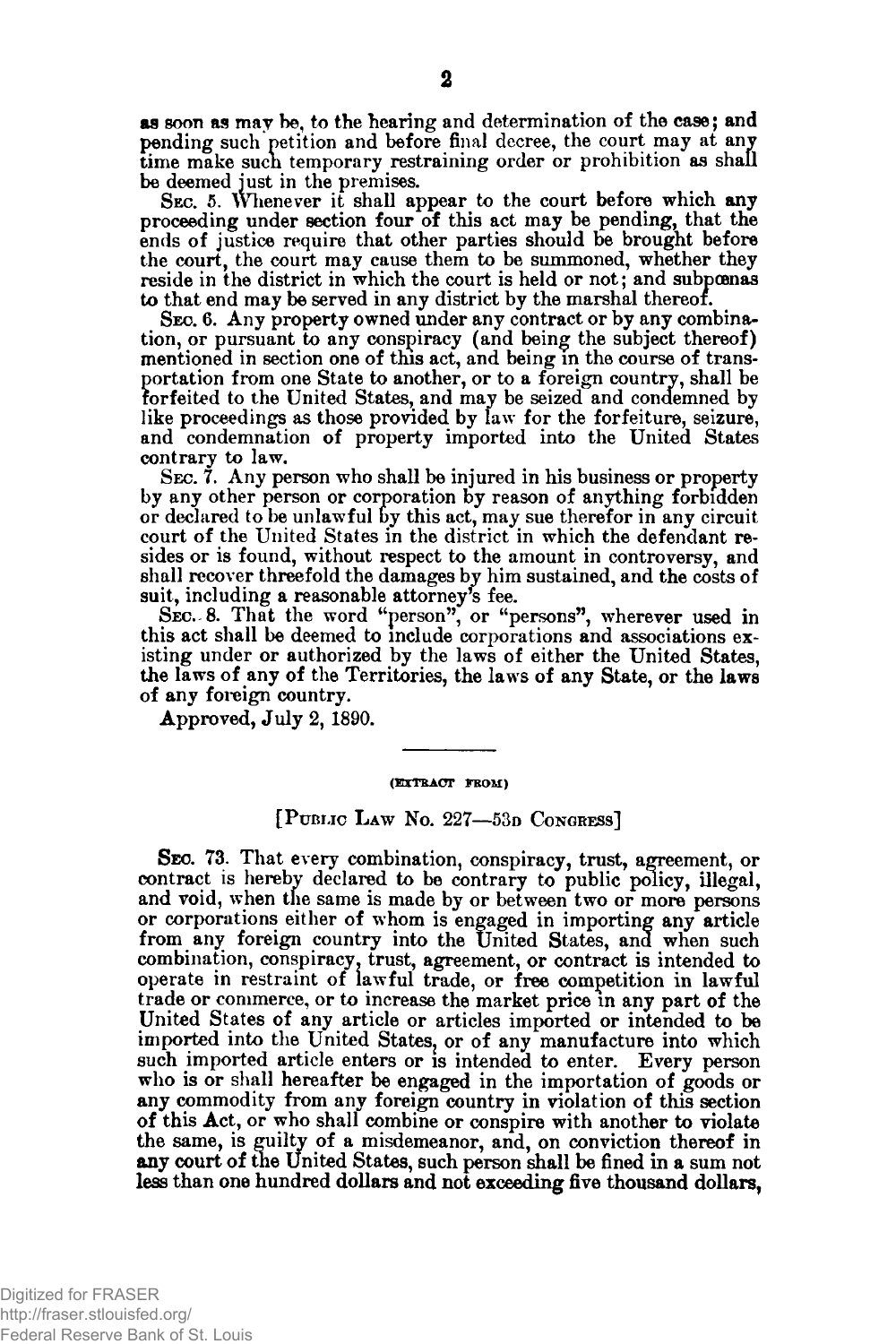as soon as may be, to the hearing and determination of the case; and pending such petition and before final decree, the court may at any time make such temporary restraining order or prohibition as shall be deemed just in the premises.

SEC. 5. Whenever it shall appear to the court before which any proceeding under section four of this act may be pending, that the ends of justice require that other parties should be brought before the court, the court may cause them to be summoned, whether they reside in the district in which the court is held or not; and subpœnas to that end may be served in any district by the marshal thereof.

SEC. 6. Any property owned under any contract or by any combination, or pursuant to any conspiracy (and being the subject thereof) mentioned in section one of this act, and being in the course of transportation from one State to another, or to a foreign country, shall be forfeited to the United States, and may be seized and condemned by like proceedings as those provided by law for the forfeiture, seizure, and condemnation of property imported into the United States contrary to law.

SEC. 7. Any person who shall be injured in his business or property by any other person or corporation by reason of anything forbidden or declared to be unlawful by this act, may sue therefor in any circuit court of the United States in the district in which the defendant resides or is found, without respect to the amount in controversy, and shall recover threefold the damages by him sustained, and the costs of suit, including a reasonable attorney's fee.

SEC. 8. That the word "person", or "persons", wherever used in this act shall be deemed to include corporations and associations existing under or authorized by the laws of either the United States, the laws of any of the Territories, the laws of any State, or the laws of any foreign country.

Approved, July 2, 1890.

---

(EXTRACT FROM)

[PUBLIC LAW NO. 227—53D CONGRESS]

SEC. 73. That every combination, conspiracy, trust, agreement, or contract is hereby declared to be contrary to public policy, illegal, and void, when the same is made by or between two or more persons or corporations either of whom is engaged in importing any article from any foreign country into the United States, and when such combination, conspiracy, trust, agreement, or contract is intended to operate in restraint of lawful trade, or free competition in lawful trade or commerce, or to increase the market price in any part of the United States of any article or articles imported or intended to be imported into the United States, or of any manufacture into which such imported article enters or is intended to enter. Every person who is or shall hereafter be engaged in the importation of goods or any commodity from any foreign country in violation of this section of this Act, or who shall combine or conspire with another to violate the same, is guilty of a misdemeanor, and, on conviction thereof in any court of the United States, such person shall be fined in a sum not less than one hundred dollars and not exceeding five thousand dollars,